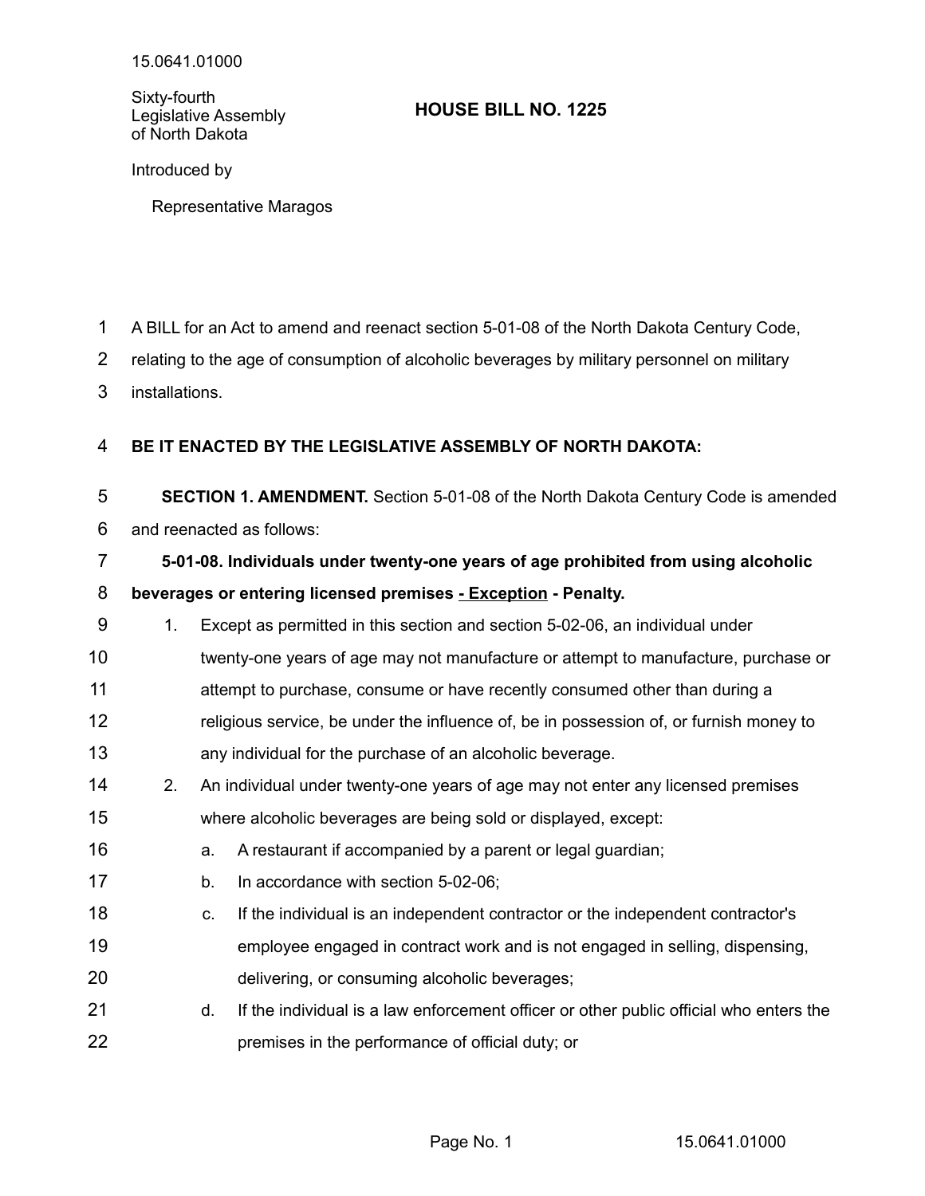15.0641.01000

Sixty-fourth Legislative Assembly of North Dakota

# HOUSE BILL NO. 1225

Introduced by

Representative Maragos

A BILL for an Act to amend and reenact section 5-01-08 of the North Dakota Century Code, relating to the age of consumption of alcoholic beverages by military personnel on military installations.

**BE IT ENACTED BY THE LEGISLATIVE ASSEMBLY OF NORTH DAKOTA:**

**SECTION 1. AMENDMENT.** Section 5-01-08 of the North Dakota Century Code is amended and reenacted as follows:

**5-01-08. Individuals under twenty-one years of age prohibited from using alcoholic beverages or entering licensed premises - Exception - Penalty.**

1. Except as permitted in this section and section 5-02-06, an individual under twenty-one years of age may not manufacture or attempt to manufacture, purchase or attempt to purchase, consume or have recently consumed other than during a religious service, be under the influence of, be in possession of, or furnish money to any individual for the purchase of an alcoholic beverage.
2. An individual under twenty-one years of age may not enter any licensed premises where alcoholic beverages are being sold or displayed, except:
   a. A restaurant if accompanied by a parent or legal guardian;
   b. In accordance with section 5-02-06;
   c. If the individual is an independent contractor or the independent contractor's employee engaged in contract work and is not engaged in selling, dispensing, delivering, or consuming alcoholic beverages;
   d. If the individual is a law enforcement officer or other public official who enters the premises in the performance of official duty; or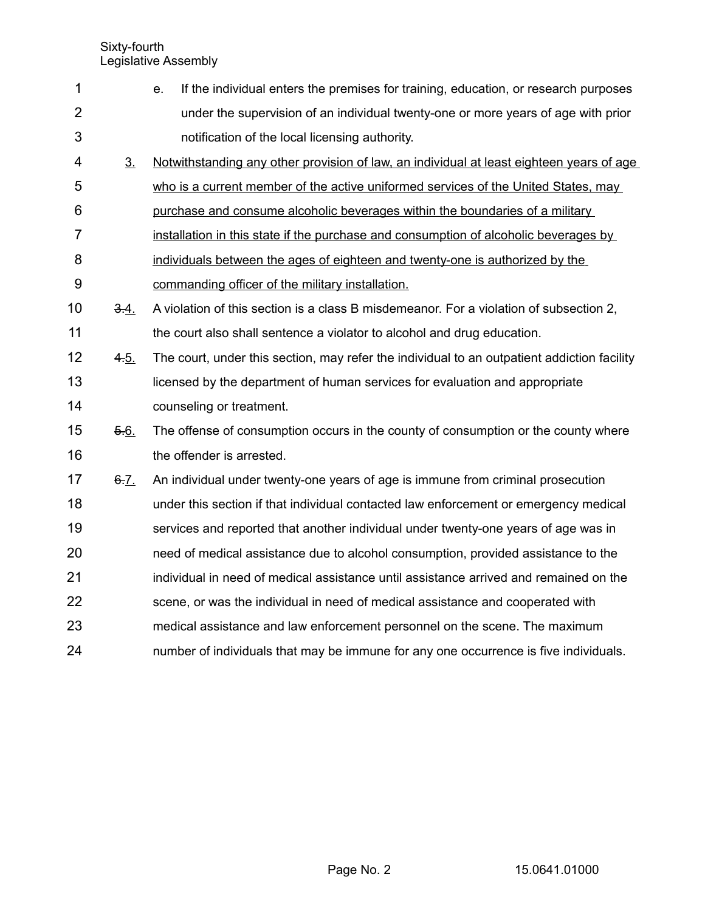e. If the individual enters the premises for training, education, or research purposes under the supervision of an individual twenty-one or more years of age with prior notification of the local licensing authority.

3. Notwithstanding any other provision of law, an individual at least eighteen years of age who is a current member of the active uniformed services of the United States, may purchase and consume alcoholic beverages within the boundaries of a military installation in this state if the purchase and consumption of alcoholic beverages by individuals between the ages of eighteen and twenty-one is authorized by the commanding officer of the military installation.

~~3.~~4. A violation of this section is a class B misdemeanor. For a violation of subsection 2, the court also shall sentence a violator to alcohol and drug education.

~~4.~~5. The court, under this section, may refer the individual to an outpatient addiction facility licensed by the department of human services for evaluation and appropriate counseling or treatment.

~~5.~~6. The offense of consumption occurs in the county of consumption or the county where the offender is arrested.

~~6.~~7. An individual under twenty-one years of age is immune from criminal prosecution under this section if that individual contacted law enforcement or emergency medical services and reported that another individual under twenty-one years of age was in need of medical assistance due to alcohol consumption, provided assistance to the individual in need of medical assistance until assistance arrived and remained on the scene, or was the individual in need of medical assistance and cooperated with medical assistance and law enforcement personnel on the scene. The maximum number of individuals that may be immune for any one occurrence is five individuals.